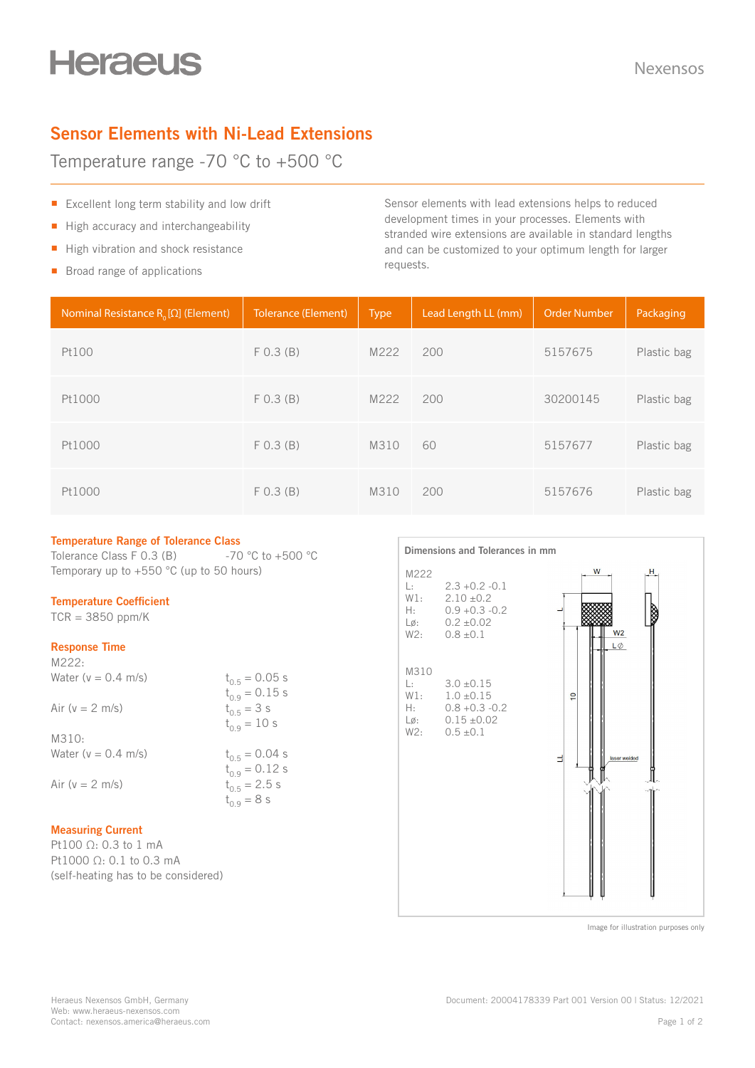Heraeus

Nexensos

# Sensor Elements with Ni-Lead Extensions

## Temperature range -70 °C to +500 °C

- Excellent long term stability and low drift
- High accuracy and interchangeability
- High vibration and shock resistance
- Broad range of applications

Sensor elements with lead extensions helps to reduced development times in your processes. Elements with stranded wire extensions are available in standard lengths and can be customized to your optimum length for larger requests.

| Nominal Resistance $R_0$ [Ω] (Element) | Tolerance (Element) | Type | Lead Length LL (mm) | Order Number | Packaging |
|---|---|---|---|---|---|
| Pt100 | F 0.3 (B) | M222 | 200 | 5157675 | Plastic bag |
| Pt1000 | F 0.3 (B) | M222 | 200 | 30200145 | Plastic bag |
| Pt1000 | F 0.3 (B) | M310 | 60 | 5157677 | Plastic bag |
| Pt1000 | F 0.3 (B) | M310 | 200 | 5157676 | Plastic bag |

### Temperature Range of Tolerance Class

Tolerance Class F 0.3 (B) -70 °C to +500 °C
Temporary up to +550 °C (up to 50 hours)

### Temperature Coefficient

TCR = 3850 ppm/K

### Response Time

M222:

| | |
|---|---|
| Water (v = 0.4 m/s) | $t_{0.5}$ = 0.05 s |
| | $t_{0.9}$ = 0.15 s |
| Air (v = 2 m/s) | $t_{0.5}$ = 3 s |
| | $t_{0.9}$ = 10 s |

M310:

| | |
|---|---|
| Water (v = 0.4 m/s) | $t_{0.5}$ = 0.04 s |
| | $t_{0.9}$ = 0.12 s |
| Air (v = 2 m/s) | $t_{0.5}$ = 2.5 s |
| | $t_{0.9}$ = 8 s |

### Measuring Current

Pt100 Ω: 0.3 to 1 mA
Pt1000 Ω: 0.1 to 0.3 mA
(self-heating has to be considered)

### Dimensions and Tolerances in mm

M222

| | |
|---|---|
| L: | 2.3 +0.2 -0.1 |
| W1: | 2.10 ±0.2 |
| H: | 0.9 +0.3 -0.2 |
| Lø: | 0.2 ±0.02 |
| W2: | 0.8 ±0.1 |

M310

| | |
|---|---|
| L: | 3.0 ±0.15 |
| W1: | 1.0 ±0.15 |
| H: | 0.8 +0.3 -0.2 |
| Lø: | 0.15 ±0.02 |
| W2: | 0.5 ±0.1 |

Image for illustration purposes only

Heraeus Nexensos GmbH, Germany
Web: www.heraeus-nexensos.com
Contact: nexensos.america@heraeus.com

Document: 20004178339 Part 001 Version 00 | Status: 12/2021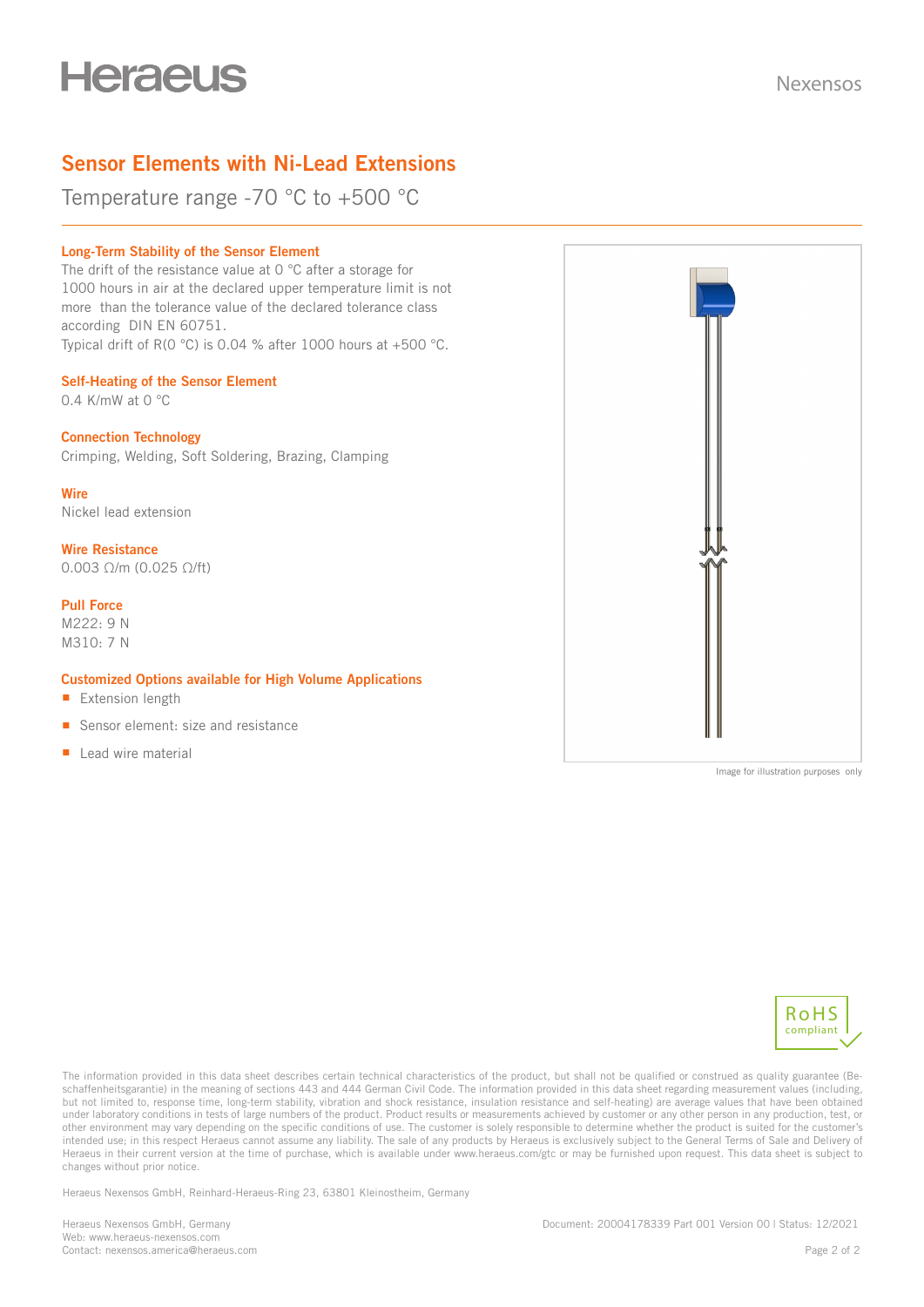## Sensor Elements with Ni-Lead Extensions

Temperature range -70 °C to +500 °C

### Long-Term Stability of the Sensor Element

The drift of the resistance value at 0 °C after a storage for 1000 hours in air at the declared upper temperature limit is not more than the tolerance value of the declared tolerance class according DIN EN 60751.
Typical drift of R(0 °C) is 0.04 % after 1000 hours at +500 °C.

### Self-Heating of the Sensor Element

0.4 K/mW at 0 °C

### Connection Technology

Crimping, Welding, Soft Soldering, Brazing, Clamping

### Wire

Nickel lead extension

### Wire Resistance

0.003 Ω/m (0.025 Ω/ft)

### Pull Force

M222: 9 N
M310: 7 N

### Customized Options available for High Volume Applications

- Extension length
- Sensor element: size and resistance
- Lead wire material

Image for illustration purposes only

RoHS compliant

The information provided in this data sheet describes certain technical characteristics of the product, but shall not be qualified or construed as quality guarantee (Beschaffenheitsgarantie) in the meaning of sections 443 and 444 German Civil Code. The information provided in this data sheet regarding measurement values (including, but not limited to, response time, long-term stability, vibration and shock resistance, insulation resistance and self-heating) are average values that have been obtained under laboratory conditions in tests of large numbers of the product. Product results or measurements achieved by customer or any other person in any production, test, or other environment may vary depending on the specific conditions of use. The customer is solely responsible to determine whether the product is suited for the customer's intended use; in this respect Heraeus cannot assume any liability. The sale of any products by Heraeus is exclusively subject to the General Terms of Sale and Delivery of Heraeus in their current version at the time of purchase, which is available under www.heraeus.com/gtc or may be furnished upon request. This data sheet is subject to changes without prior notice.

Heraeus Nexensos GmbH, Reinhard-Heraeus-Ring 23, 63801 Kleinostheim, Germany

Heraeus Nexensos GmbH, Germany
Web: www.heraeus-nexensos.com
Contact: nexensos.america@heraeus.com

Document: 20004178339 Part 001 Version 00 | Status: 12/2021